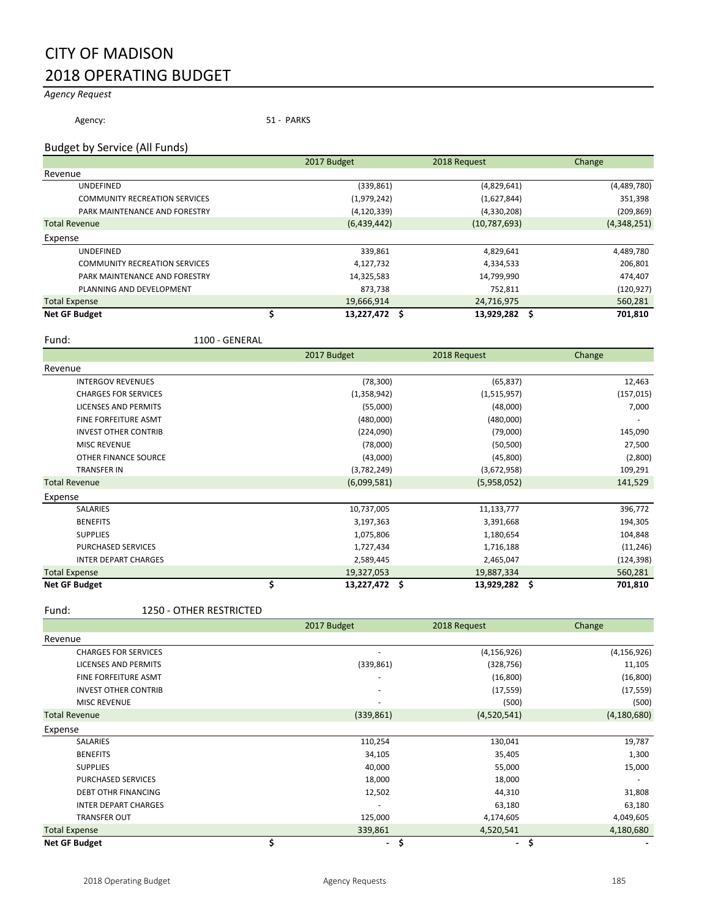# CITY OF MADISON
# 2018 OPERATING BUDGET

*Agency Request*

Agency: 51 - PARKS

## Budget by Service (All Funds)

| | 2017 Budget | 2018 Request | Change |
|---|---|---|---|
| Revenue | | | |
| UNDEFINED | (339,861) | (4,829,641) | (4,489,780) |
| COMMUNITY RECREATION SERVICES | (1,979,242) | (1,627,844) | 351,398 |
| PARK MAINTENANCE AND FORESTRY | (4,120,339) | (4,330,208) | (209,869) |
| Total Revenue | (6,439,442) | (10,787,693) | (4,348,251) |
| Expense | | | |
| UNDEFINED | 339,861 | 4,829,641 | 4,489,780 |
| COMMUNITY RECREATION SERVICES | 4,127,732 | 4,334,533 | 206,801 |
| PARK MAINTENANCE AND FORESTRY | 14,325,583 | 14,799,990 | 474,407 |
| PLANNING AND DEVELOPMENT | 873,738 | 752,811 | (120,927) |
| Total Expense | 19,666,914 | 24,716,975 | 560,281 |
| **Net GF Budget** | **$ 13,227,472** | **$ 13,929,282** | **$ 701,810** |

Fund: 1100 - GENERAL

| | 2017 Budget | 2018 Request | Change |
|---|---|---|---|
| Revenue | | | |
| INTERGOV REVENUES | (78,300) | (65,837) | 12,463 |
| CHARGES FOR SERVICES | (1,358,942) | (1,515,957) | (157,015) |
| LICENSES AND PERMITS | (55,000) | (48,000) | 7,000 |
| FINE FORFEITURE ASMT | (480,000) | (480,000) | - |
| INVEST OTHER CONTRIB | (224,090) | (79,000) | 145,090 |
| MISC REVENUE | (78,000) | (50,500) | 27,500 |
| OTHER FINANCE SOURCE | (43,000) | (45,800) | (2,800) |
| TRANSFER IN | (3,782,249) | (3,672,958) | 109,291 |
| Total Revenue | (6,099,581) | (5,958,052) | 141,529 |
| Expense | | | |
| SALARIES | 10,737,005 | 11,133,777 | 396,772 |
| BENEFITS | 3,197,363 | 3,391,668 | 194,305 |
| SUPPLIES | 1,075,806 | 1,180,654 | 104,848 |
| PURCHASED SERVICES | 1,727,434 | 1,716,188 | (11,246) |
| INTER DEPART CHARGES | 2,589,445 | 2,465,047 | (124,398) |
| Total Expense | 19,327,053 | 19,887,334 | 560,281 |
| **Net GF Budget** | **$ 13,227,472** | **$ 13,929,282** | **$ 701,810** |

Fund: 1250 - OTHER RESTRICTED

| | 2017 Budget | 2018 Request | Change |
|---|---|---|---|
| Revenue | | | |
| CHARGES FOR SERVICES | - | (4,156,926) | (4,156,926) |
| LICENSES AND PERMITS | (339,861) | (328,756) | 11,105 |
| FINE FORFEITURE ASMT | - | (16,800) | (16,800) |
| INVEST OTHER CONTRIB | - | (17,559) | (17,559) |
| MISC REVENUE | - | (500) | (500) |
| Total Revenue | (339,861) | (4,520,541) | (4,180,680) |
| Expense | | | |
| SALARIES | 110,254 | 130,041 | 19,787 |
| BENEFITS | 34,105 | 35,405 | 1,300 |
| SUPPLIES | 40,000 | 55,000 | 15,000 |
| PURCHASED SERVICES | 18,000 | 18,000 | - |
| DEBT OTHR FINANCING | 12,502 | 44,310 | 31,808 |
| INTER DEPART CHARGES | - | 63,180 | 63,180 |
| TRANSFER OUT | 125,000 | 4,174,605 | 4,049,605 |
| Total Expense | 339,861 | 4,520,541 | 4,180,680 |
| **Net GF Budget** | **$ -** | **$ -** | **$ -** |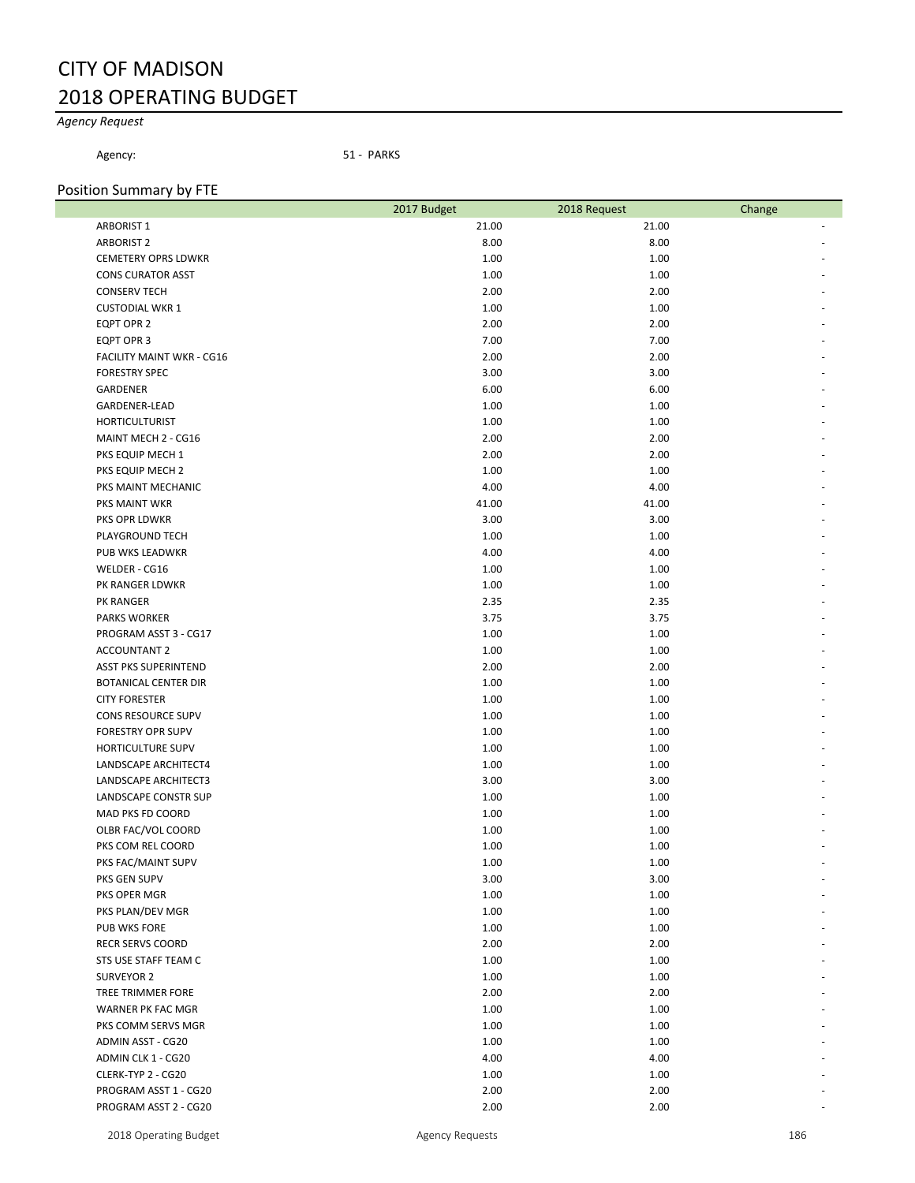# CITY OF MADISON
# 2018 OPERATING BUDGET

*Agency Request*

Agency: 51 - PARKS

## Position Summary by FTE

| | 2017 Budget | 2018 Request | Change |
|---|---|---|---|
| ARBORIST 1 | 21.00 | 21.00 | - |
| ARBORIST 2 | 8.00 | 8.00 | - |
| CEMETERY OPRS LDWKR | 1.00 | 1.00 | - |
| CONS CURATOR ASST | 1.00 | 1.00 | - |
| CONSERV TECH | 2.00 | 2.00 | - |
| CUSTODIAL WKR 1 | 1.00 | 1.00 | - |
| EQPT OPR 2 | 2.00 | 2.00 | - |
| EQPT OPR 3 | 7.00 | 7.00 | - |
| FACILITY MAINT WKR - CG16 | 2.00 | 2.00 | - |
| FORESTRY SPEC | 3.00 | 3.00 | - |
| GARDENER | 6.00 | 6.00 | - |
| GARDENER-LEAD | 1.00 | 1.00 | - |
| HORTICULTURIST | 1.00 | 1.00 | - |
| MAINT MECH 2 - CG16 | 2.00 | 2.00 | - |
| PKS EQUIP MECH 1 | 2.00 | 2.00 | - |
| PKS EQUIP MECH 2 | 1.00 | 1.00 | - |
| PKS MAINT MECHANIC | 4.00 | 4.00 | - |
| PKS MAINT WKR | 41.00 | 41.00 | - |
| PKS OPR LDWKR | 3.00 | 3.00 | - |
| PLAYGROUND TECH | 1.00 | 1.00 | - |
| PUB WKS LEADWKR | 4.00 | 4.00 | - |
| WELDER - CG16 | 1.00 | 1.00 | - |
| PK RANGER LDWKR | 1.00 | 1.00 | - |
| PK RANGER | 2.35 | 2.35 | - |
| PARKS WORKER | 3.75 | 3.75 | - |
| PROGRAM ASST 3 - CG17 | 1.00 | 1.00 | - |
| ACCOUNTANT 2 | 1.00 | 1.00 | - |
| ASST PKS SUPERINTEND | 2.00 | 2.00 | - |
| BOTANICAL CENTER DIR | 1.00 | 1.00 | - |
| CITY FORESTER | 1.00 | 1.00 | - |
| CONS RESOURCE SUPV | 1.00 | 1.00 | - |
| FORESTRY OPR SUPV | 1.00 | 1.00 | - |
| HORTICULTURE SUPV | 1.00 | 1.00 | - |
| LANDSCAPE ARCHITECT4 | 1.00 | 1.00 | - |
| LANDSCAPE ARCHITECT3 | 3.00 | 3.00 | - |
| LANDSCAPE CONSTR SUP | 1.00 | 1.00 | - |
| MAD PKS FD COORD | 1.00 | 1.00 | - |
| OLBR FAC/VOL COORD | 1.00 | 1.00 | - |
| PKS COM REL COORD | 1.00 | 1.00 | - |
| PKS FAC/MAINT SUPV | 1.00 | 1.00 | - |
| PKS GEN SUPV | 3.00 | 3.00 | - |
| PKS OPER MGR | 1.00 | 1.00 | - |
| PKS PLAN/DEV MGR | 1.00 | 1.00 | - |
| PUB WKS FORE | 1.00 | 1.00 | - |
| RECR SERVS COORD | 2.00 | 2.00 | - |
| STS USE STAFF TEAM C | 1.00 | 1.00 | - |
| SURVEYOR 2 | 1.00 | 1.00 | - |
| TREE TRIMMER FORE | 2.00 | 2.00 | - |
| WARNER PK FAC MGR | 1.00 | 1.00 | - |
| PKS COMM SERVS MGR | 1.00 | 1.00 | - |
| ADMIN ASST - CG20 | 1.00 | 1.00 | - |
| ADMIN CLK 1 - CG20 | 4.00 | 4.00 | - |
| CLERK-TYP 2 - CG20 | 1.00 | 1.00 | - |
| PROGRAM ASST 1 - CG20 | 2.00 | 2.00 | - |
| PROGRAM ASST 2 - CG20 | 2.00 | 2.00 | - |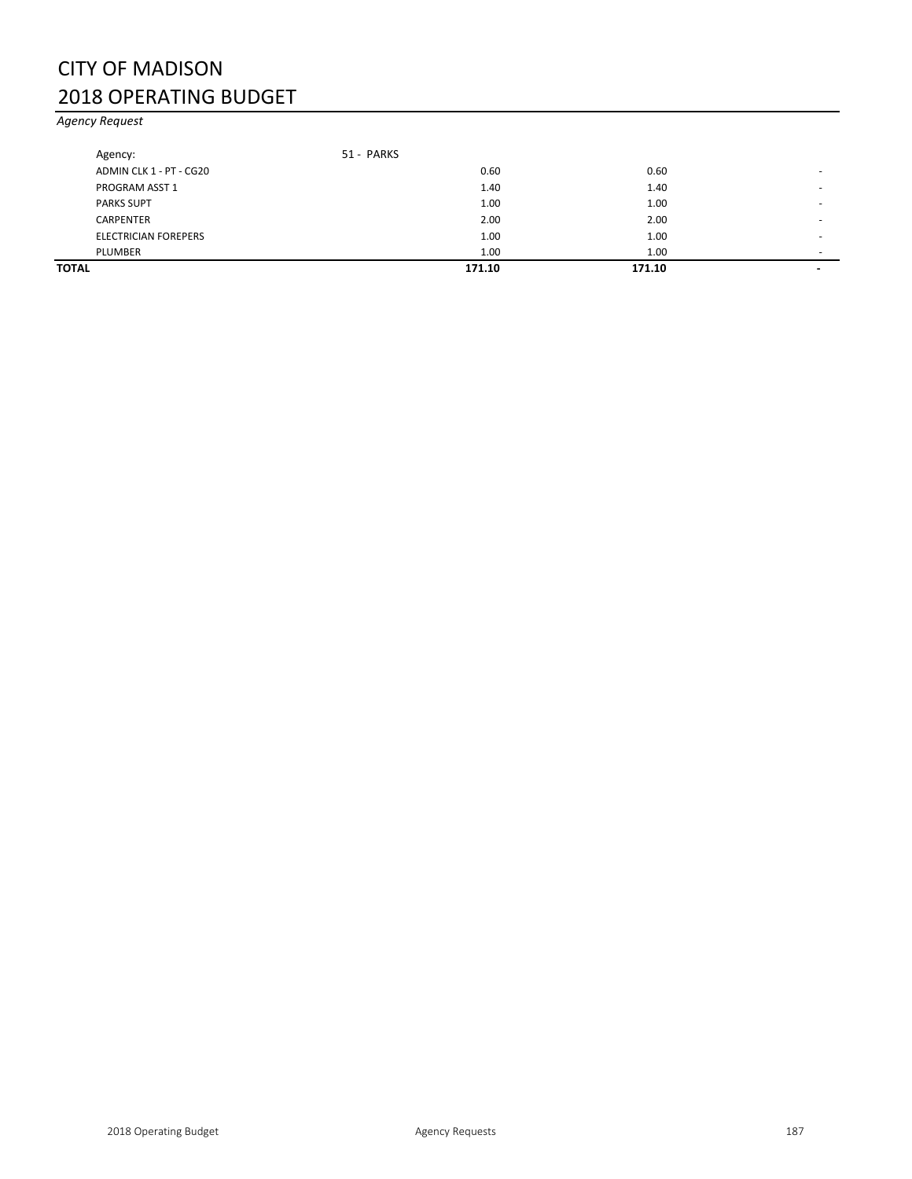# CITY OF MADISON
# 2018 OPERATING BUDGET

*Agency Request*

| Agency: | 51 - PARKS | | |
|---|---|---|---|
| ADMIN CLK 1 - PT - CG20 | 0.60 | 0.60 | - |
| PROGRAM ASST 1 | 1.40 | 1.40 | - |
| PARKS SUPT | 1.00 | 1.00 | - |
| CARPENTER | 2.00 | 2.00 | - |
| ELECTRICIAN FOREPERS | 1.00 | 1.00 | - |
| PLUMBER | 1.00 | 1.00 | - |
| **TOTAL** | **171.10** | **171.10** | **-** |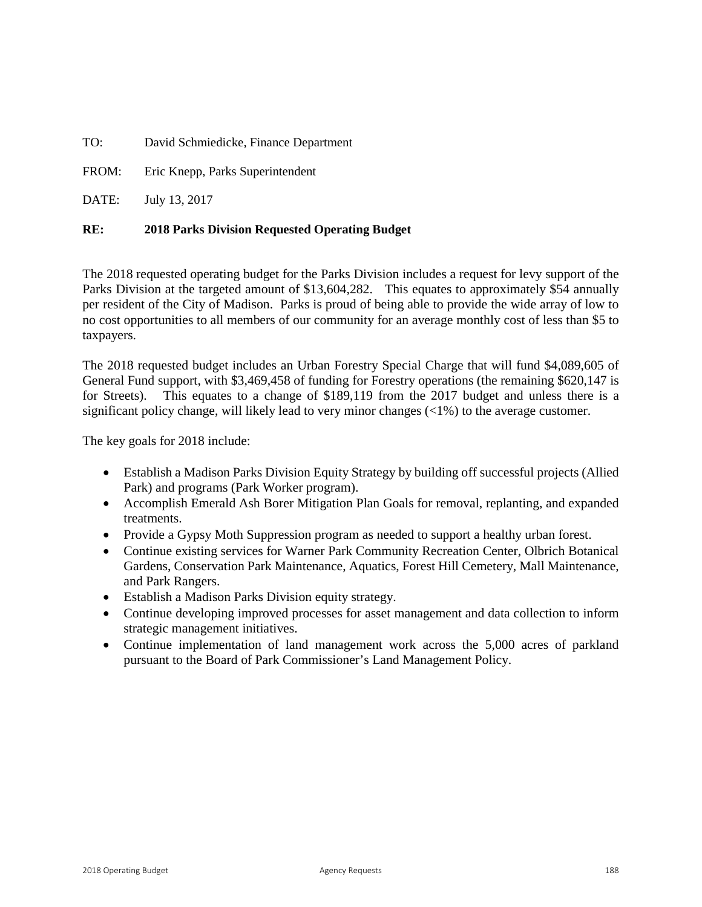TO: David Schmiedicke, Finance Department

FROM: Eric Knepp, Parks Superintendent

DATE: July 13, 2017

**RE: 2018 Parks Division Requested Operating Budget**

The 2018 requested operating budget for the Parks Division includes a request for levy support of the Parks Division at the targeted amount of $13,604,282. This equates to approximately $54 annually per resident of the City of Madison. Parks is proud of being able to provide the wide array of low to no cost opportunities to all members of our community for an average monthly cost of less than $5 to taxpayers.

The 2018 requested budget includes an Urban Forestry Special Charge that will fund $4,089,605 of General Fund support, with $3,469,458 of funding for Forestry operations (the remaining $620,147 is for Streets). This equates to a change of $189,119 from the 2017 budget and unless there is a significant policy change, will likely lead to very minor changes (<1%) to the average customer.

The key goals for 2018 include:

- Establish a Madison Parks Division Equity Strategy by building off successful projects (Allied Park) and programs (Park Worker program).
- Accomplish Emerald Ash Borer Mitigation Plan Goals for removal, replanting, and expanded treatments.
- Provide a Gypsy Moth Suppression program as needed to support a healthy urban forest.
- Continue existing services for Warner Park Community Recreation Center, Olbrich Botanical Gardens, Conservation Park Maintenance, Aquatics, Forest Hill Cemetery, Mall Maintenance, and Park Rangers.
- Establish a Madison Parks Division equity strategy.
- Continue developing improved processes for asset management and data collection to inform strategic management initiatives.
- Continue implementation of land management work across the 5,000 acres of parkland pursuant to the Board of Park Commissioner's Land Management Policy.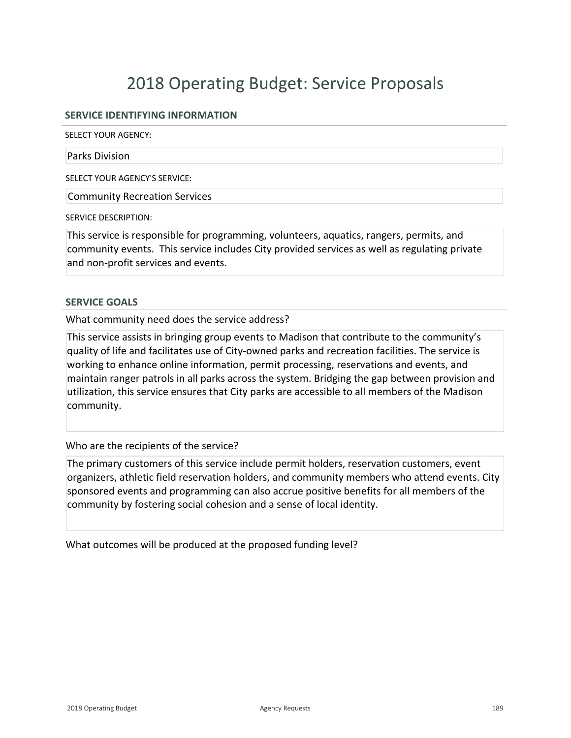# 2018 Operating Budget: Service Proposals

## SERVICE IDENTIFYING INFORMATION

SELECT YOUR AGENCY:

Parks Division

SELECT YOUR AGENCY'S SERVICE:

Community Recreation Services

SERVICE DESCRIPTION:

This service is responsible for programming, volunteers, aquatics, rangers, permits, and community events. This service includes City provided services as well as regulating private and non-profit services and events.

## SERVICE GOALS

What community need does the service address?

This service assists in bringing group events to Madison that contribute to the community's quality of life and facilitates use of City-owned parks and recreation facilities. The service is working to enhance online information, permit processing, reservations and events, and maintain ranger patrols in all parks across the system. Bridging the gap between provision and utilization, this service ensures that City parks are accessible to all members of the Madison community.

Who are the recipients of the service?

The primary customers of this service include permit holders, reservation customers, event organizers, athletic field reservation holders, and community members who attend events. City sponsored events and programming can also accrue positive benefits for all members of the community by fostering social cohesion and a sense of local identity.

What outcomes will be produced at the proposed funding level?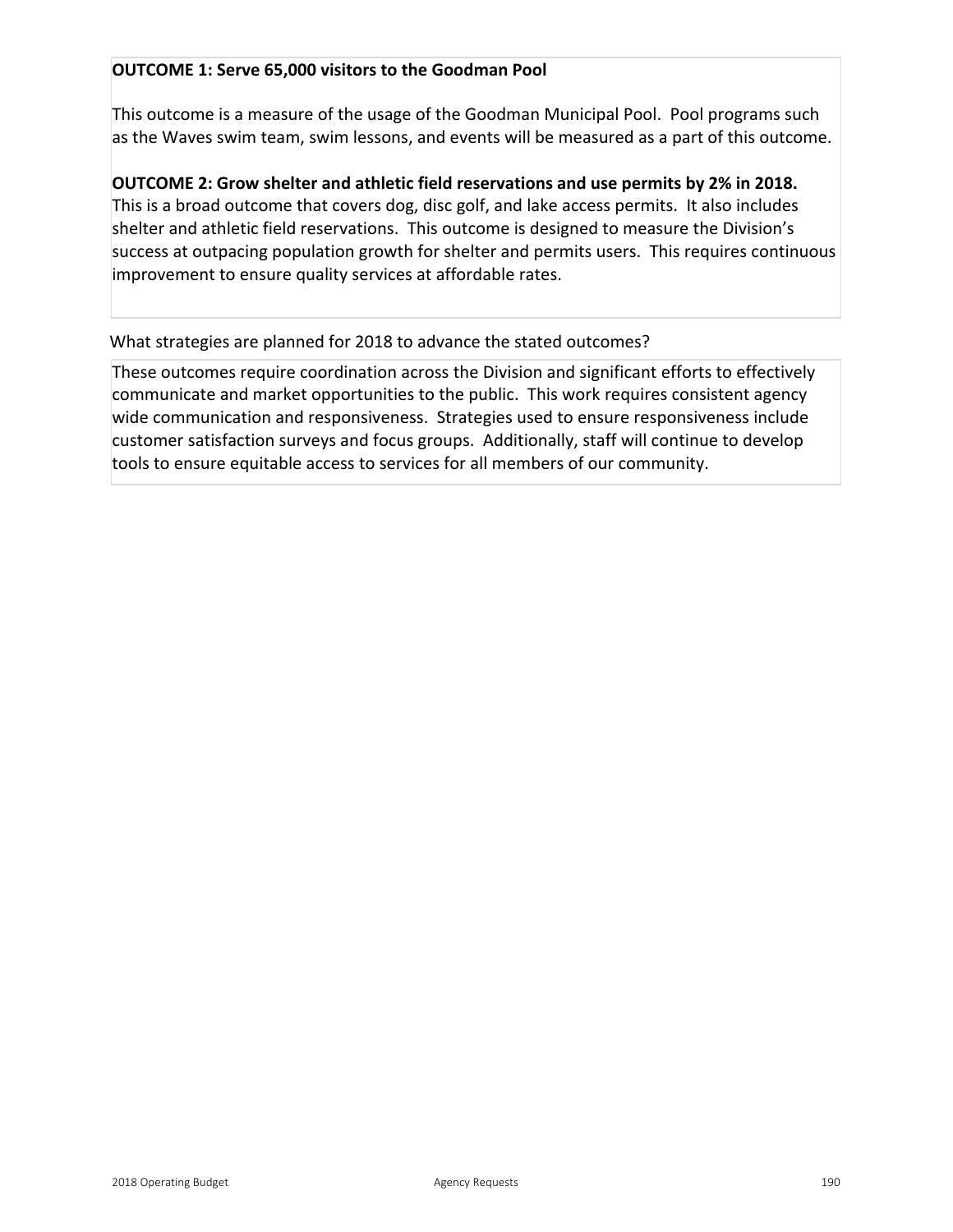**OUTCOME 1: Serve 65,000 visitors to the Goodman Pool**

This outcome is a measure of the usage of the Goodman Municipal Pool. Pool programs such as the Waves swim team, swim lessons, and events will be measured as a part of this outcome.

**OUTCOME 2: Grow shelter and athletic field reservations and use permits by 2% in 2018.**
This is a broad outcome that covers dog, disc golf, and lake access permits. It also includes shelter and athletic field reservations. This outcome is designed to measure the Division's success at outpacing population growth for shelter and permits users. This requires continuous improvement to ensure quality services at affordable rates.

What strategies are planned for 2018 to advance the stated outcomes?

These outcomes require coordination across the Division and significant efforts to effectively communicate and market opportunities to the public. This work requires consistent agency wide communication and responsiveness. Strategies used to ensure responsiveness include customer satisfaction surveys and focus groups. Additionally, staff will continue to develop tools to ensure equitable access to services for all members of our community.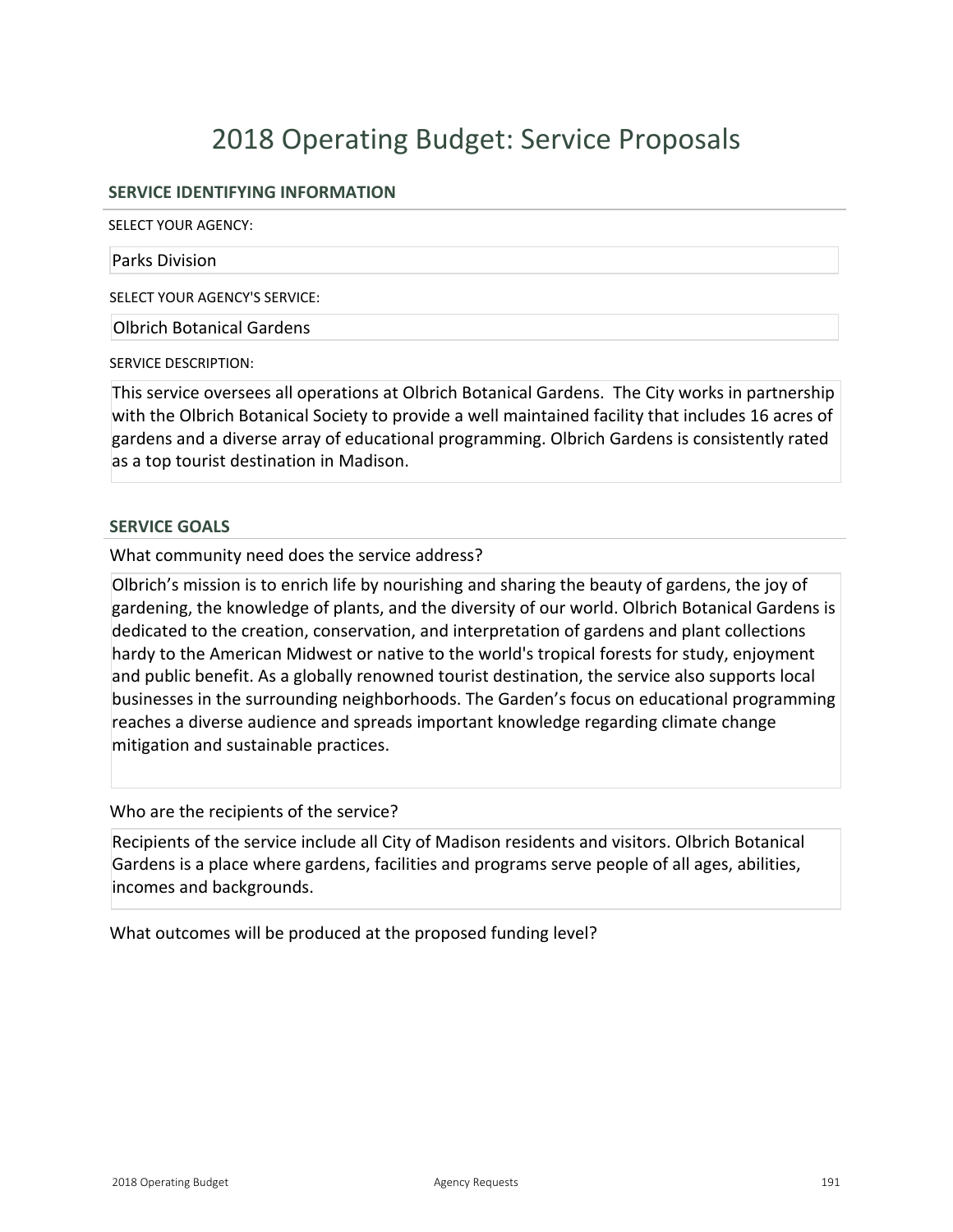# 2018 Operating Budget: Service Proposals

## SERVICE IDENTIFYING INFORMATION

SELECT YOUR AGENCY:

Parks Division

SELECT YOUR AGENCY'S SERVICE:

Olbrich Botanical Gardens

SERVICE DESCRIPTION:

This service oversees all operations at Olbrich Botanical Gardens. The City works in partnership with the Olbrich Botanical Society to provide a well maintained facility that includes 16 acres of gardens and a diverse array of educational programming. Olbrich Gardens is consistently rated as a top tourist destination in Madison.

## SERVICE GOALS

What community need does the service address?

Olbrich's mission is to enrich life by nourishing and sharing the beauty of gardens, the joy of gardening, the knowledge of plants, and the diversity of our world. Olbrich Botanical Gardens is dedicated to the creation, conservation, and interpretation of gardens and plant collections hardy to the American Midwest or native to the world's tropical forests for study, enjoyment and public benefit. As a globally renowned tourist destination, the service also supports local businesses in the surrounding neighborhoods. The Garden's focus on educational programming reaches a diverse audience and spreads important knowledge regarding climate change mitigation and sustainable practices.

Who are the recipients of the service?

Recipients of the service include all City of Madison residents and visitors. Olbrich Botanical Gardens is a place where gardens, facilities and programs serve people of all ages, abilities, incomes and backgrounds.

What outcomes will be produced at the proposed funding level?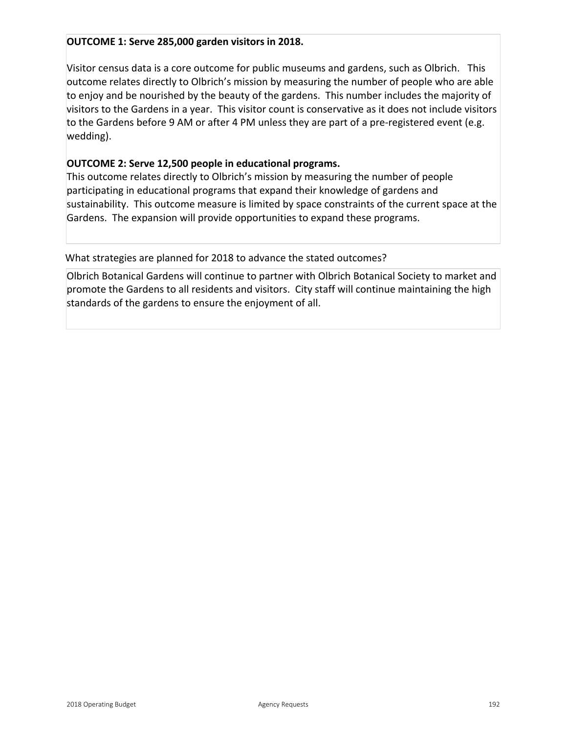**OUTCOME 1: Serve 285,000 garden visitors in 2018.**

Visitor census data is a core outcome for public museums and gardens, such as Olbrich. This outcome relates directly to Olbrich's mission by measuring the number of people who are able to enjoy and be nourished by the beauty of the gardens. This number includes the majority of visitors to the Gardens in a year. This visitor count is conservative as it does not include visitors to the Gardens before 9 AM or after 4 PM unless they are part of a pre-registered event (e.g. wedding).

**OUTCOME 2: Serve 12,500 people in educational programs.**

This outcome relates directly to Olbrich's mission by measuring the number of people participating in educational programs that expand their knowledge of gardens and sustainability. This outcome measure is limited by space constraints of the current space at the Gardens. The expansion will provide opportunities to expand these programs.

What strategies are planned for 2018 to advance the stated outcomes?

Olbrich Botanical Gardens will continue to partner with Olbrich Botanical Society to market and promote the Gardens to all residents and visitors. City staff will continue maintaining the high standards of the gardens to ensure the enjoyment of all.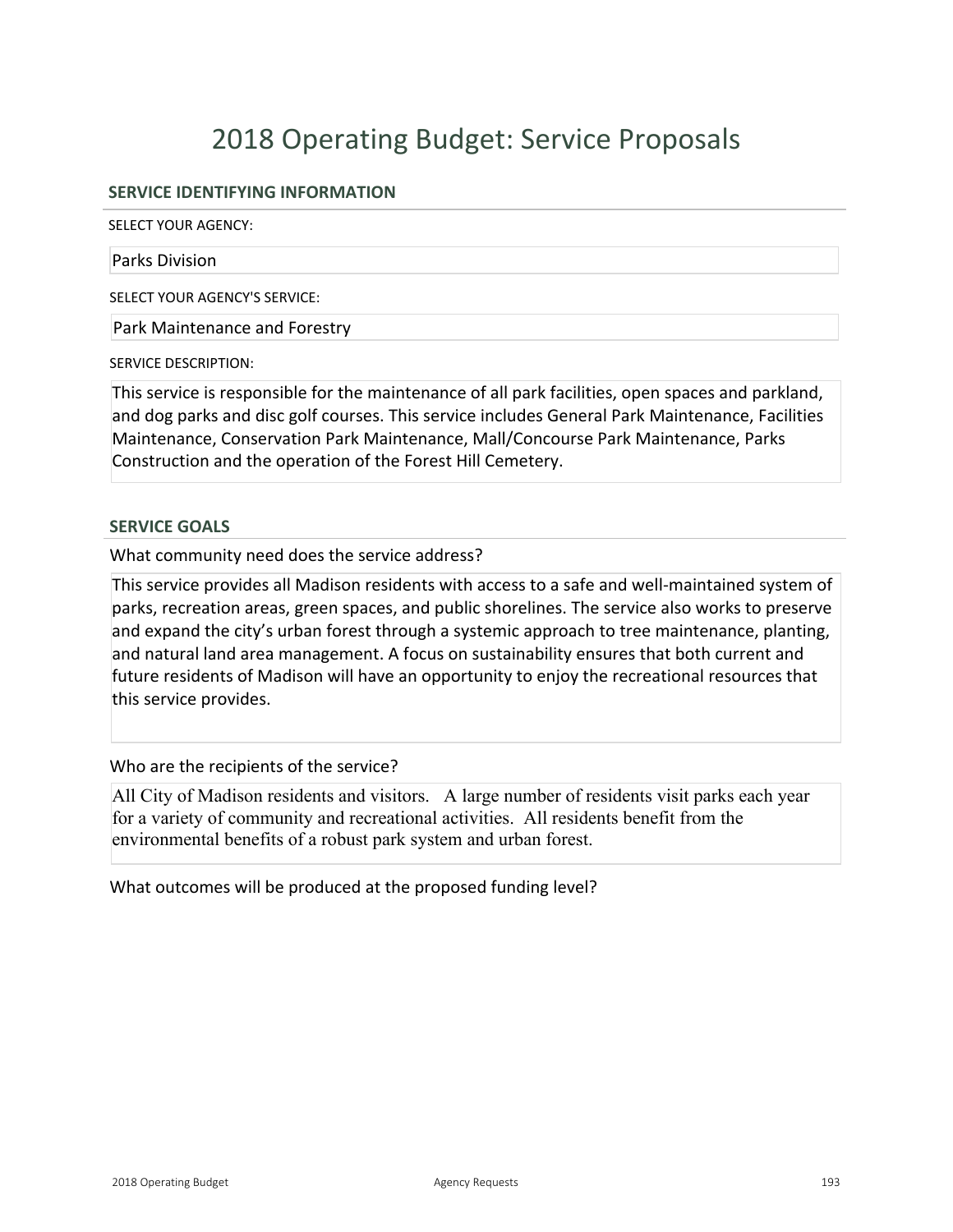# 2018 Operating Budget: Service Proposals

## SERVICE IDENTIFYING INFORMATION

SELECT YOUR AGENCY:

Parks Division

SELECT YOUR AGENCY'S SERVICE:

Park Maintenance and Forestry

SERVICE DESCRIPTION:

This service is responsible for the maintenance of all park facilities, open spaces and parkland, and dog parks and disc golf courses. This service includes General Park Maintenance, Facilities Maintenance, Conservation Park Maintenance, Mall/Concourse Park Maintenance, Parks Construction and the operation of the Forest Hill Cemetery.

## SERVICE GOALS

What community need does the service address?

This service provides all Madison residents with access to a safe and well-maintained system of parks, recreation areas, green spaces, and public shorelines. The service also works to preserve and expand the city's urban forest through a systemic approach to tree maintenance, planting, and natural land area management. A focus on sustainability ensures that both current and future residents of Madison will have an opportunity to enjoy the recreational resources that this service provides.

Who are the recipients of the service?

All City of Madison residents and visitors. A large number of residents visit parks each year for a variety of community and recreational activities. All residents benefit from the environmental benefits of a robust park system and urban forest.

What outcomes will be produced at the proposed funding level?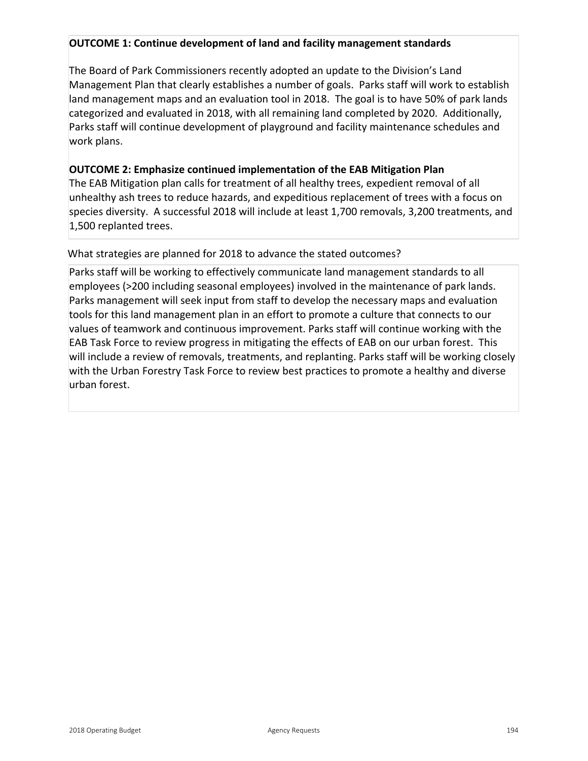**OUTCOME 1: Continue development of land and facility management standards**

The Board of Park Commissioners recently adopted an update to the Division's Land Management Plan that clearly establishes a number of goals. Parks staff will work to establish land management maps and an evaluation tool in 2018. The goal is to have 50% of park lands categorized and evaluated in 2018, with all remaining land completed by 2020. Additionally, Parks staff will continue development of playground and facility maintenance schedules and work plans.

**OUTCOME 2: Emphasize continued implementation of the EAB Mitigation Plan**

The EAB Mitigation plan calls for treatment of all healthy trees, expedient removal of all unhealthy ash trees to reduce hazards, and expeditious replacement of trees with a focus on species diversity. A successful 2018 will include at least 1,700 removals, 3,200 treatments, and 1,500 replanted trees.

What strategies are planned for 2018 to advance the stated outcomes?

Parks staff will be working to effectively communicate land management standards to all employees (>200 including seasonal employees) involved in the maintenance of park lands. Parks management will seek input from staff to develop the necessary maps and evaluation tools for this land management plan in an effort to promote a culture that connects to our values of teamwork and continuous improvement. Parks staff will continue working with the EAB Task Force to review progress in mitigating the effects of EAB on our urban forest. This will include a review of removals, treatments, and replanting. Parks staff will be working closely with the Urban Forestry Task Force to review best practices to promote a healthy and diverse urban forest.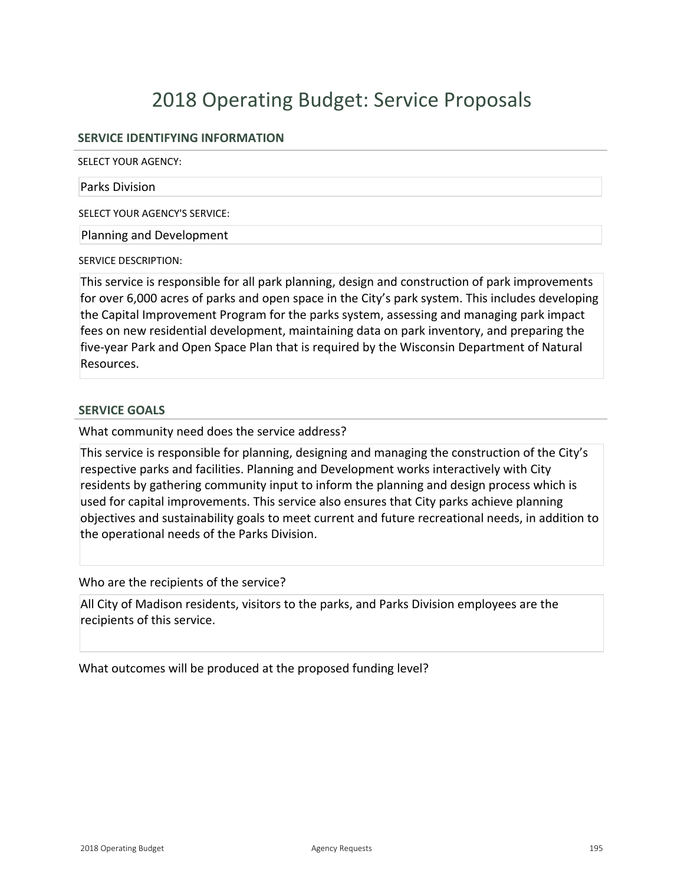# 2018 Operating Budget: Service Proposals

## SERVICE IDENTIFYING INFORMATION

SELECT YOUR AGENCY:

Parks Division

SELECT YOUR AGENCY'S SERVICE:

Planning and Development

SERVICE DESCRIPTION:

This service is responsible for all park planning, design and construction of park improvements for over 6,000 acres of parks and open space in the City's park system. This includes developing the Capital Improvement Program for the parks system, assessing and managing park impact fees on new residential development, maintaining data on park inventory, and preparing the five-year Park and Open Space Plan that is required by the Wisconsin Department of Natural Resources.

## SERVICE GOALS

What community need does the service address?

This service is responsible for planning, designing and managing the construction of the City's respective parks and facilities. Planning and Development works interactively with City residents by gathering community input to inform the planning and design process which is used for capital improvements. This service also ensures that City parks achieve planning objectives and sustainability goals to meet current and future recreational needs, in addition to the operational needs of the Parks Division.

Who are the recipients of the service?

All City of Madison residents, visitors to the parks, and Parks Division employees are the recipients of this service.

What outcomes will be produced at the proposed funding level?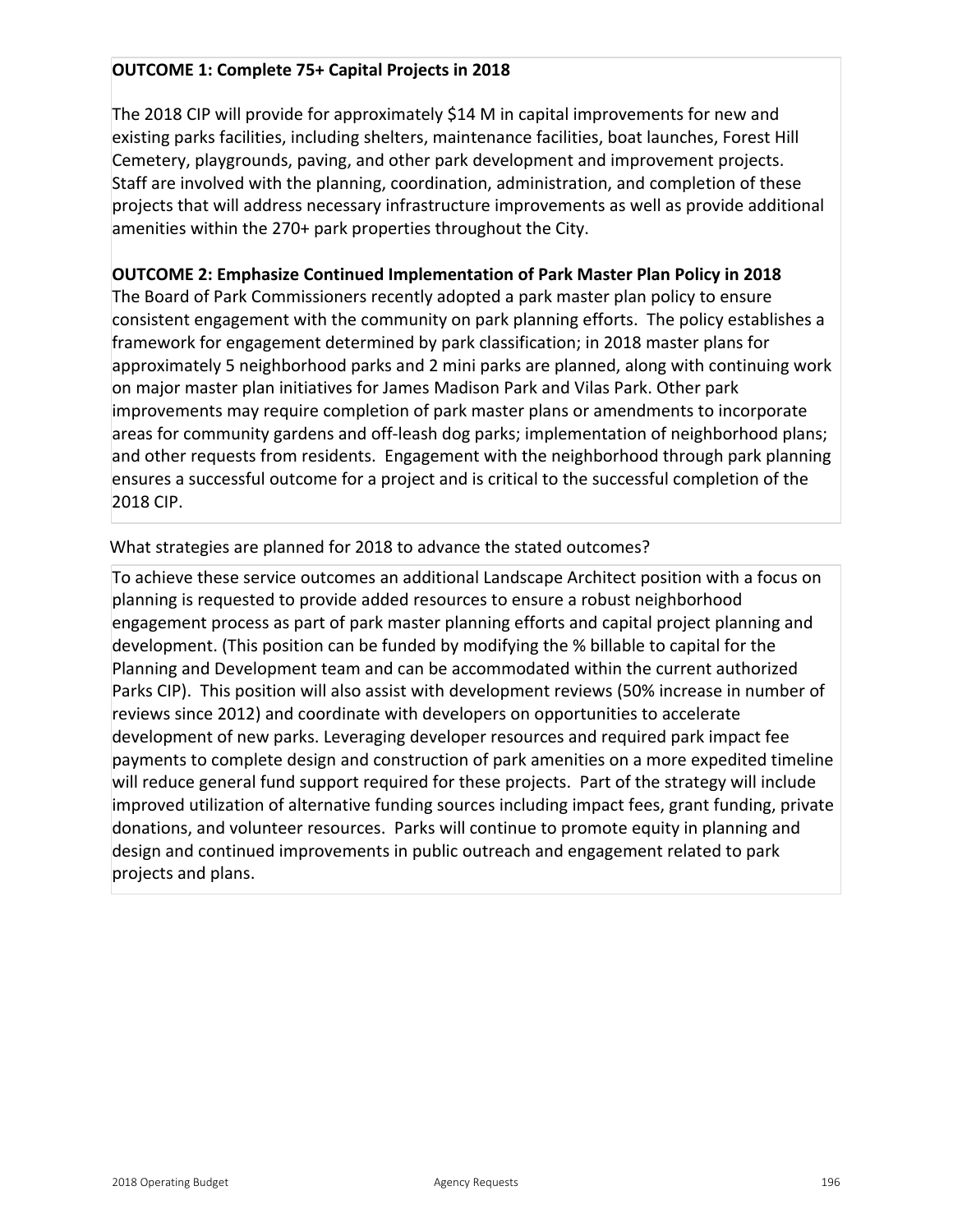**OUTCOME 1: Complete 75+ Capital Projects in 2018**

The 2018 CIP will provide for approximately $14 M in capital improvements for new and existing parks facilities, including shelters, maintenance facilities, boat launches, Forest Hill Cemetery, playgrounds, paving, and other park development and improvement projects. Staff are involved with the planning, coordination, administration, and completion of these projects that will address necessary infrastructure improvements as well as provide additional amenities within the 270+ park properties throughout the City.

**OUTCOME 2: Emphasize Continued Implementation of Park Master Plan Policy in 2018**

The Board of Park Commissioners recently adopted a park master plan policy to ensure consistent engagement with the community on park planning efforts. The policy establishes a framework for engagement determined by park classification; in 2018 master plans for approximately 5 neighborhood parks and 2 mini parks are planned, along with continuing work on major master plan initiatives for James Madison Park and Vilas Park. Other park improvements may require completion of park master plans or amendments to incorporate areas for community gardens and off-leash dog parks; implementation of neighborhood plans; and other requests from residents. Engagement with the neighborhood through park planning ensures a successful outcome for a project and is critical to the successful completion of the 2018 CIP.

What strategies are planned for 2018 to advance the stated outcomes?

To achieve these service outcomes an additional Landscape Architect position with a focus on planning is requested to provide added resources to ensure a robust neighborhood engagement process as part of park master planning efforts and capital project planning and development. (This position can be funded by modifying the % billable to capital for the Planning and Development team and can be accommodated within the current authorized Parks CIP). This position will also assist with development reviews (50% increase in number of reviews since 2012) and coordinate with developers on opportunities to accelerate development of new parks. Leveraging developer resources and required park impact fee payments to complete design and construction of park amenities on a more expedited timeline will reduce general fund support required for these projects. Part of the strategy will include improved utilization of alternative funding sources including impact fees, grant funding, private donations, and volunteer resources. Parks will continue to promote equity in planning and design and continued improvements in public outreach and engagement related to park projects and plans.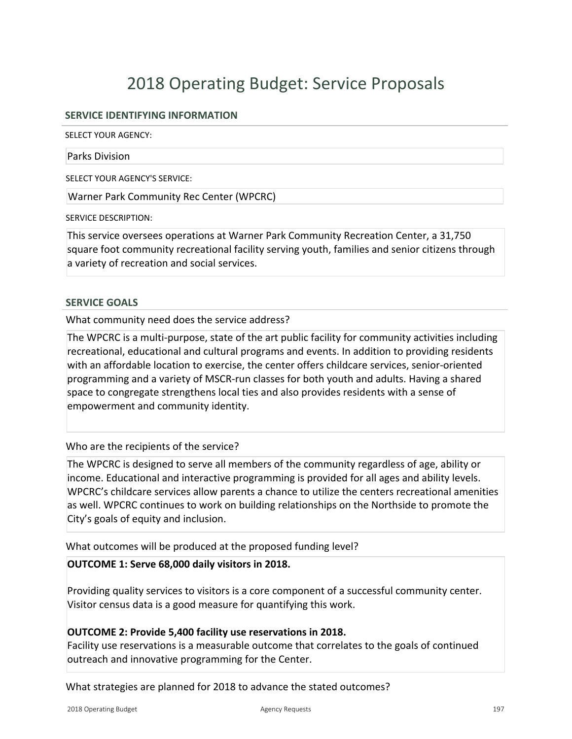# 2018 Operating Budget: Service Proposals

## SERVICE IDENTIFYING INFORMATION

SELECT YOUR AGENCY:

Parks Division

SELECT YOUR AGENCY'S SERVICE:

Warner Park Community Rec Center (WPCRC)

SERVICE DESCRIPTION:

This service oversees operations at Warner Park Community Recreation Center, a 31,750 square foot community recreational facility serving youth, families and senior citizens through a variety of recreation and social services.

## SERVICE GOALS

What community need does the service address?

The WPCRC is a multi-purpose, state of the art public facility for community activities including recreational, educational and cultural programs and events. In addition to providing residents with an affordable location to exercise, the center offers childcare services, senior-oriented programming and a variety of MSCR-run classes for both youth and adults. Having a shared space to congregate strengthens local ties and also provides residents with a sense of empowerment and community identity.

Who are the recipients of the service?

The WPCRC is designed to serve all members of the community regardless of age, ability or income. Educational and interactive programming is provided for all ages and ability levels. WPCRC's childcare services allow parents a chance to utilize the centers recreational amenities as well. WPCRC continues to work on building relationships on the Northside to promote the City's goals of equity and inclusion.

What outcomes will be produced at the proposed funding level?

**OUTCOME 1: Serve 68,000 daily visitors in 2018.**

Providing quality services to visitors is a core component of a successful community center. Visitor census data is a good measure for quantifying this work.

**OUTCOME 2: Provide 5,400 facility use reservations in 2018.**

Facility use reservations is a measurable outcome that correlates to the goals of continued outreach and innovative programming for the Center.

What strategies are planned for 2018 to advance the stated outcomes?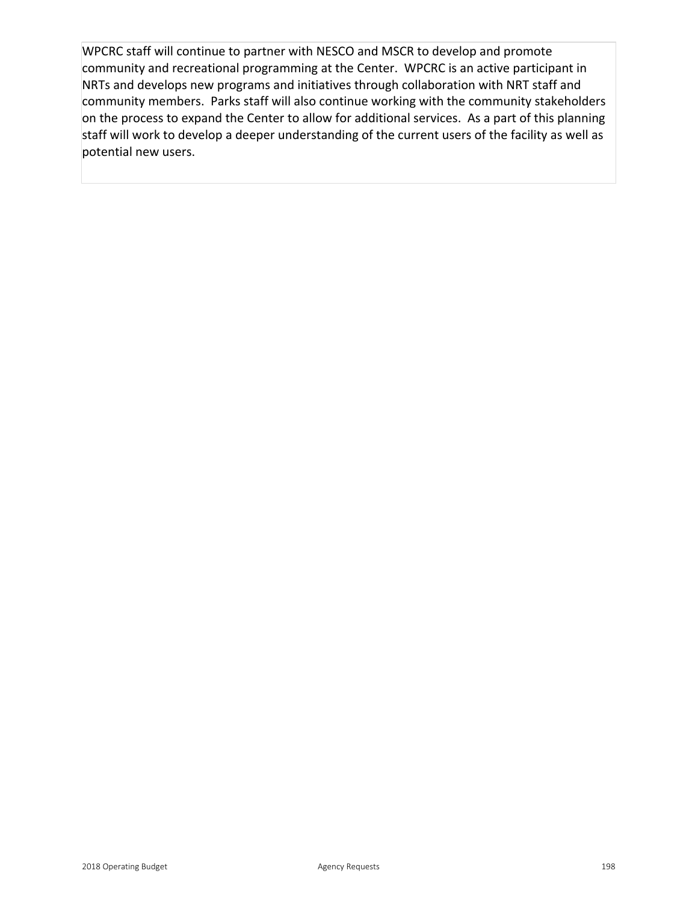WPCRC staff will continue to partner with NESCO and MSCR to develop and promote community and recreational programming at the Center. WPCRC is an active participant in NRTs and develops new programs and initiatives through collaboration with NRT staff and community members. Parks staff will also continue working with the community stakeholders on the process to expand the Center to allow for additional services. As a part of this planning staff will work to develop a deeper understanding of the current users of the facility as well as potential new users.